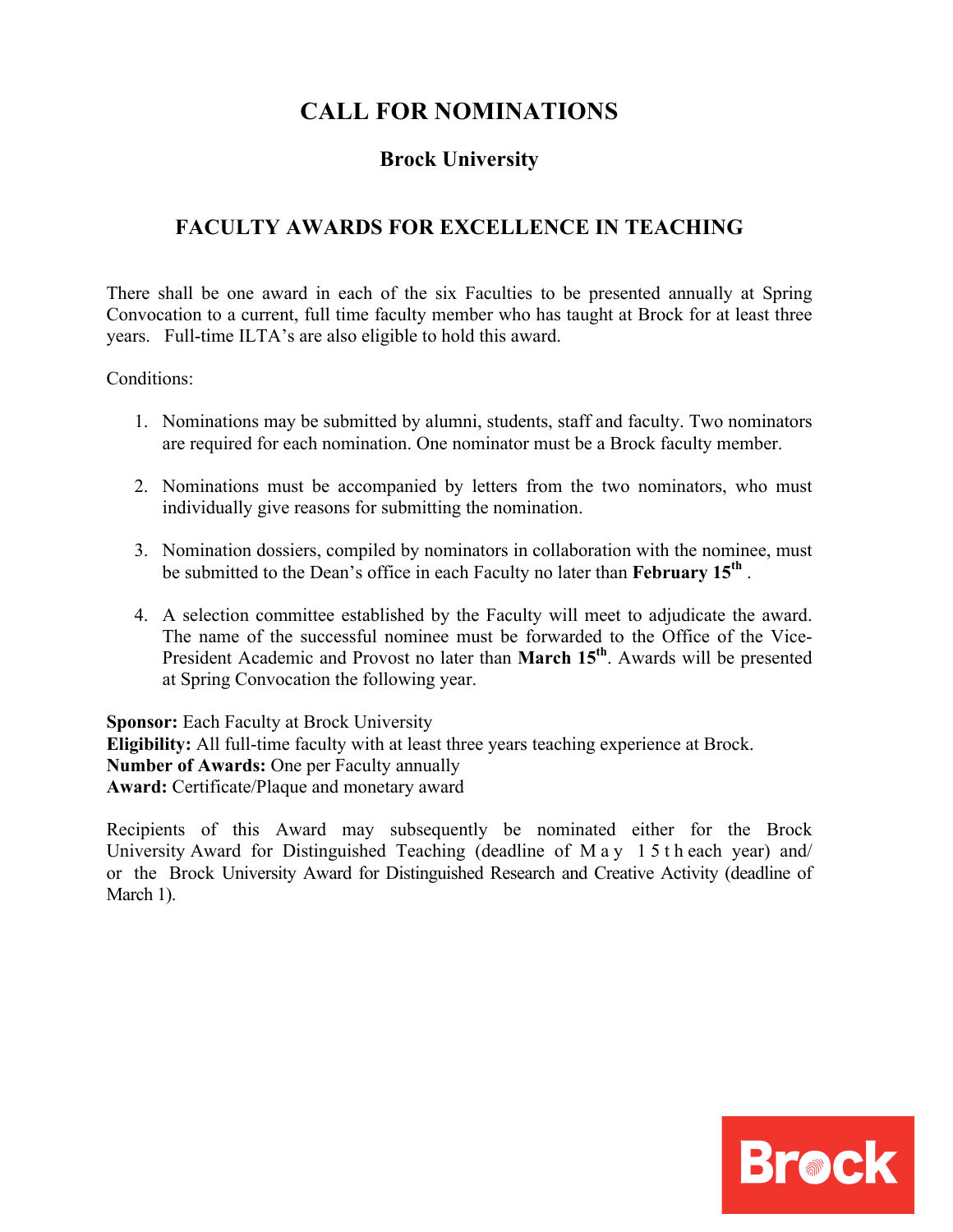# CALL FOR NOMINATIONS

## Brock University

## FACULTY AWARDS FOR EXCELLENCE IN TEACHING

There shall be one award in each of the six Faculties to be presented annually at Spring Convocation to a current, full time faculty member who has taught at Brock for at least three years. Full-time ILTA's are also eligible to hold this award.

Conditions:

1. Nominations may be submitted by alumni, students, staff and faculty. Two nominators are required for each nomination. One nominator must be a Brock faculty member.

2. Nominations must be accompanied by letters from the two nominators, who must individually give reasons for submitting the nomination.

3. Nomination dossiers, compiled by nominators in collaboration with the nominee, must be submitted to the Dean's office in each Faculty no later than **February 15th** .

4. A selection committee established by the Faculty will meet to adjudicate the award. The name of the successful nominee must be forwarded to the Office of the Vice-President Academic and Provost no later than **March 15th**. Awards will be presented at Spring Convocation the following year.

**Sponsor:** Each Faculty at Brock University
**Eligibility:** All full-time faculty with at least three years teaching experience at Brock.
**Number of Awards:** One per Faculty annually
**Award:** Certificate/Plaque and monetary award

Recipients of this Award may subsequently be nominated either for the Brock University Award for Distinguished Teaching (deadline of May 15th each year) and/ or the Brock University Award for Distinguished Research and Creative Activity (deadline of March 1).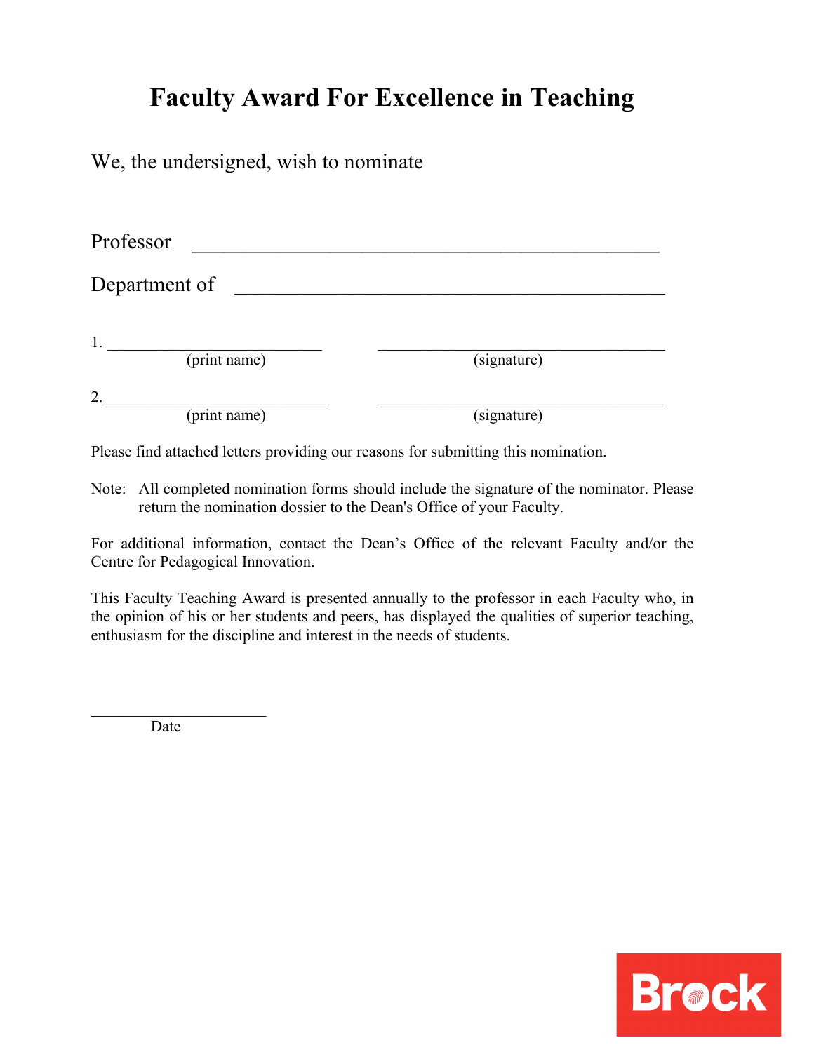# Faculty Award For Excellence in Teaching

We, the undersigned, wish to nominate

Professor ______________________________________________

Department of ___________________________________________

1. ___________________________ ___________________________________
   (print name) (signature)

2. ___________________________ ___________________________________
   (print name) (signature)

Please find attached letters providing our reasons for submitting this nomination.

Note: All completed nomination forms should include the signature of the nominator. Please return the nomination dossier to the Dean's Office of your Faculty.

For additional information, contact the Dean’s Office of the relevant Faculty and/or the Centre for Pedagogical Innovation.

This Faculty Teaching Award is presented annually to the professor in each Faculty who, in the opinion of his or her students and peers, has displayed the qualities of superior teaching, enthusiasm for the discipline and interest in the needs of students.

______________________
Date

Brock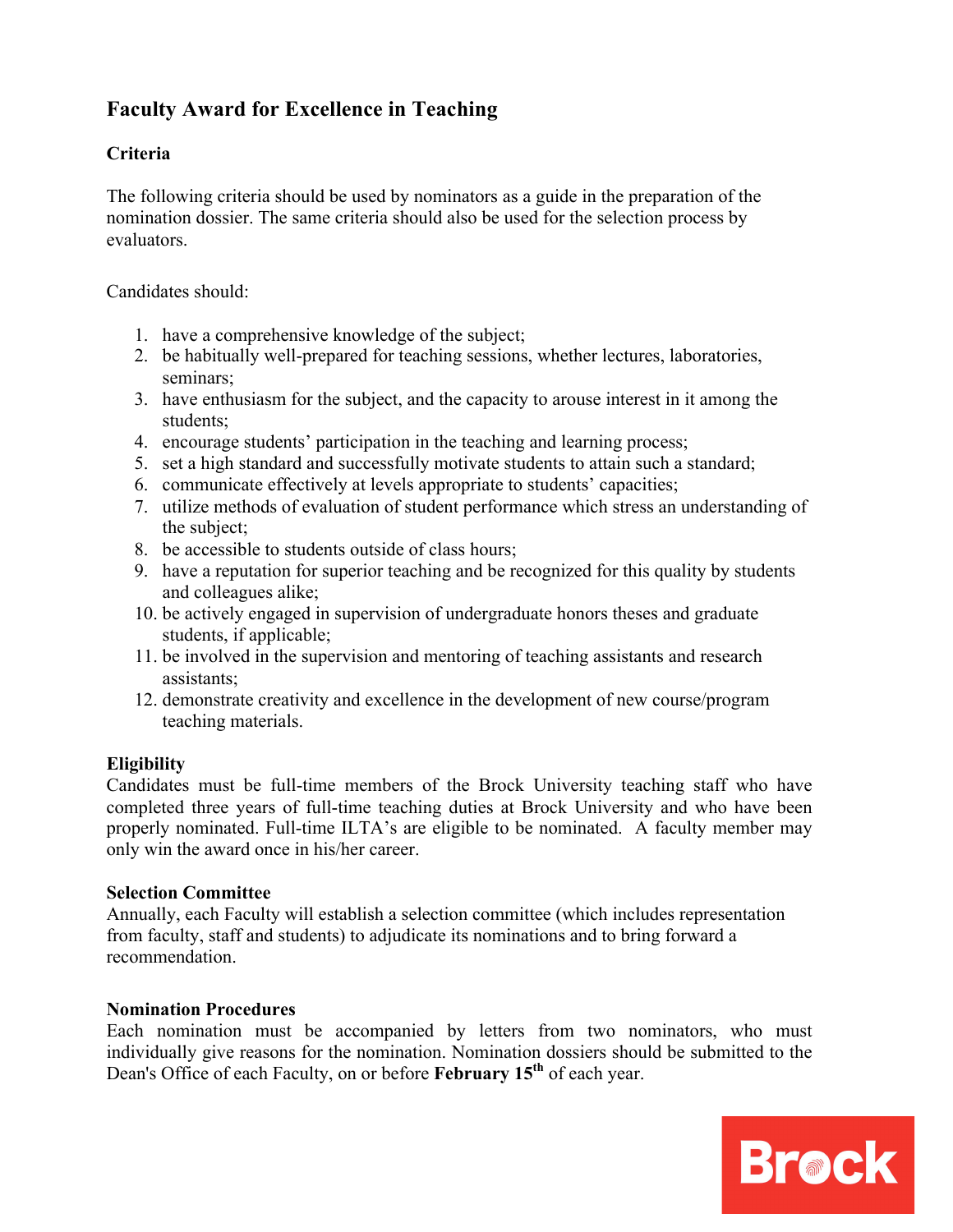# Faculty Award for Excellence in Teaching

## Criteria

The following criteria should be used by nominators as a guide in the preparation of the nomination dossier. The same criteria should also be used for the selection process by evaluators.

Candidates should:

1. have a comprehensive knowledge of the subject;
2. be habitually well-prepared for teaching sessions, whether lectures, laboratories, seminars;
3. have enthusiasm for the subject, and the capacity to arouse interest in it among the students;
4. encourage students' participation in the teaching and learning process;
5. set a high standard and successfully motivate students to attain such a standard;
6. communicate effectively at levels appropriate to students' capacities;
7. utilize methods of evaluation of student performance which stress an understanding of the subject;
8. be accessible to students outside of class hours;
9. have a reputation for superior teaching and be recognized for this quality by students and colleagues alike;
10. be actively engaged in supervision of undergraduate honors theses and graduate students, if applicable;
11. be involved in the supervision and mentoring of teaching assistants and research assistants;
12. demonstrate creativity and excellence in the development of new course/program teaching materials.

## Eligibility

Candidates must be full-time members of the Brock University teaching staff who have completed three years of full-time teaching duties at Brock University and who have been properly nominated. Full-time ILTA's are eligible to be nominated. A faculty member may only win the award once in his/her career.

## Selection Committee

Annually, each Faculty will establish a selection committee (which includes representation from faculty, staff and students) to adjudicate its nominations and to bring forward a recommendation.

## Nomination Procedures

Each nomination must be accompanied by letters from two nominators, who must individually give reasons for the nomination. Nomination dossiers should be submitted to the Dean's Office of each Faculty, on or before **February 15th** of each year.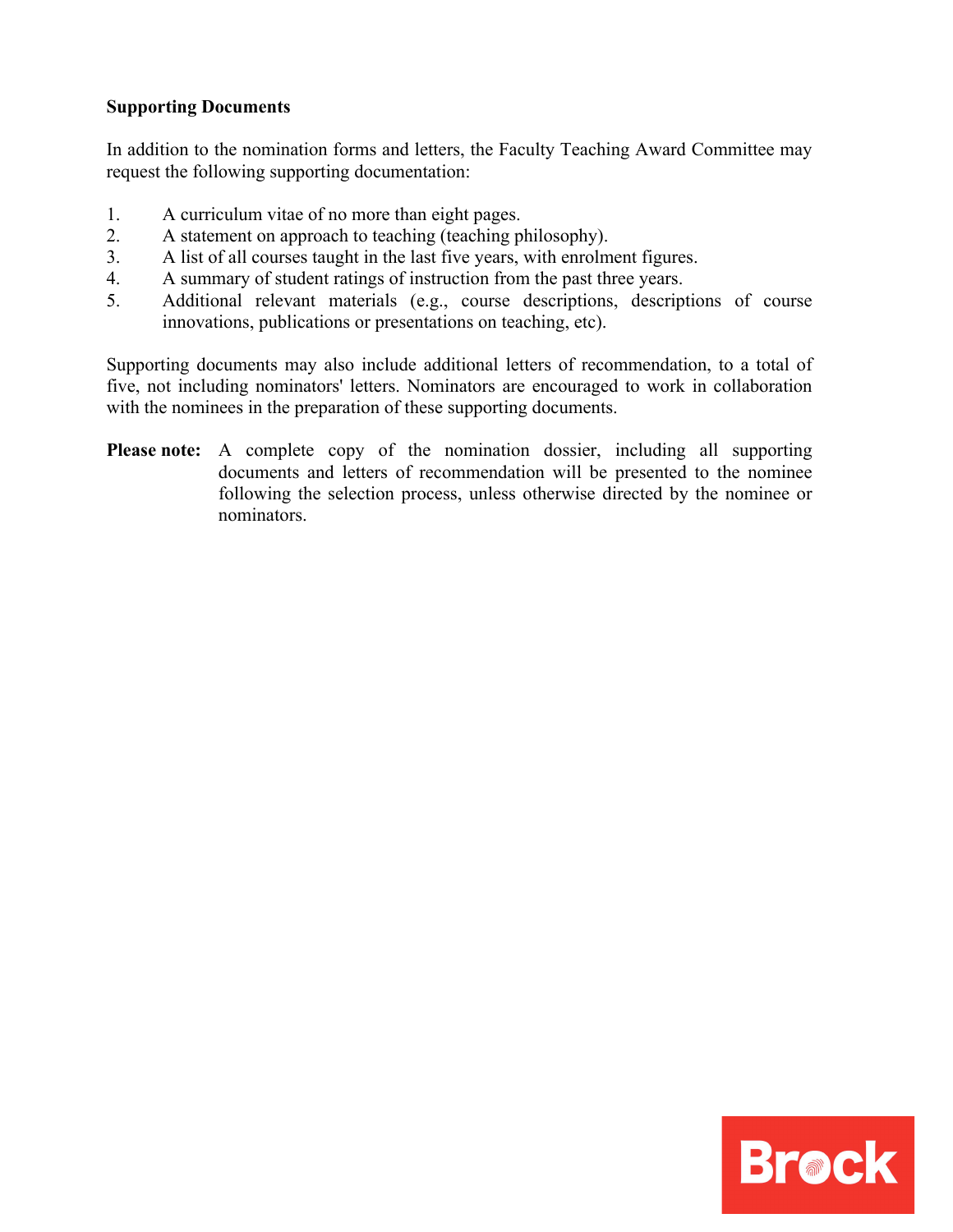**Supporting Documents**

In addition to the nomination forms and letters, the Faculty Teaching Award Committee may request the following supporting documentation:

1. A curriculum vitae of no more than eight pages.
2. A statement on approach to teaching (teaching philosophy).
3. A list of all courses taught in the last five years, with enrolment figures.
4. A summary of student ratings of instruction from the past three years.
5. Additional relevant materials (e.g., course descriptions, descriptions of course innovations, publications or presentations on teaching, etc).

Supporting documents may also include additional letters of recommendation, to a total of five, not including nominators' letters. Nominators are encouraged to work in collaboration with the nominees in the preparation of these supporting documents.

**Please note:** A complete copy of the nomination dossier, including all supporting documents and letters of recommendation will be presented to the nominee following the selection process, unless otherwise directed by the nominee or nominators.